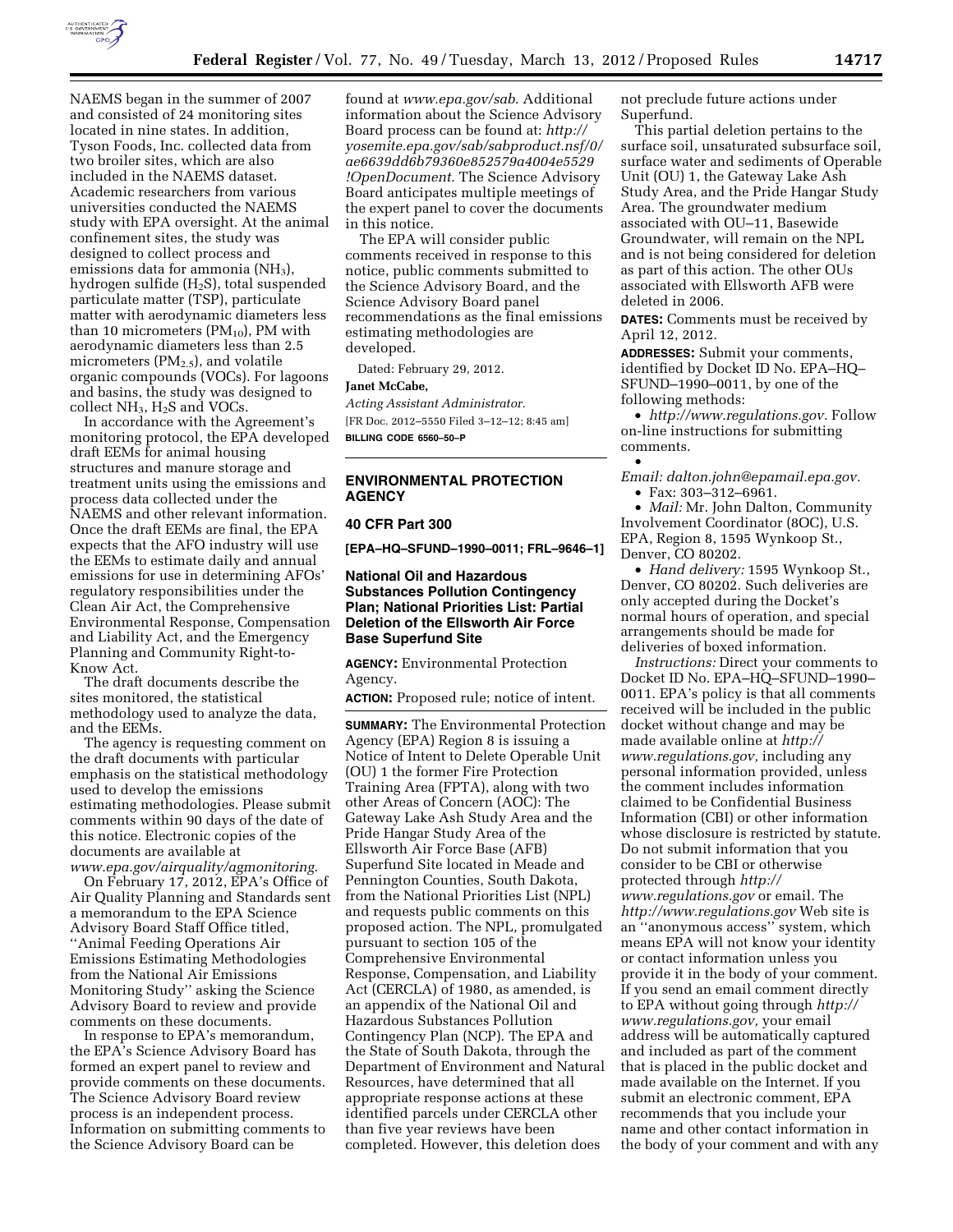NAEMS began in the summer of 2007 and consisted of 24 monitoring sites located in nine states. In addition, Tyson Foods, Inc. collected data from two broiler sites, which are also included in the NAEMS dataset. Academic researchers from various universities conducted the NAEMS study with EPA oversight. At the animal confinement sites, the study was designed to collect process and emissions data for ammonia ($NH_3$), hydrogen sulfide ($H_2S$), total suspended particulate matter (TSP), particulate matter with aerodynamic diameters less than 10 micrometers ($PM_{10}$), PM with aerodynamic diameters less than 2.5 micrometers ($PM_{2.5}$), and volatile organic compounds (VOCs). For lagoons and basins, the study was designed to collect $NH_3$, $H_2S$ and VOCs.

In accordance with the Agreement's monitoring protocol, the EPA developed draft EEMs for animal housing structures and manure storage and treatment units using the emissions and process data collected under the NAEMS and other relevant information. Once the draft EEMs are final, the EPA expects that the AFO industry will use the EEMs to estimate daily and annual emissions for use in determining AFOs' regulatory responsibilities under the Clean Air Act, the Comprehensive Environmental Response, Compensation and Liability Act, and the Emergency Planning and Community Right-to-Know Act.

The draft documents describe the sites monitored, the statistical methodology used to analyze the data, and the EEMs.

The agency is requesting comment on the draft documents with particular emphasis on the statistical methodology used to develop the emissions estimating methodologies. Please submit comments within 90 days of the date of this notice. Electronic copies of the documents are available at *www.epa.gov/airquality/agmonitoring*.

On February 17, 2012, EPA's Office of Air Quality Planning and Standards sent a memorandum to the EPA Science Advisory Board Staff Office titled, ''Animal Feeding Operations Air Emissions Estimating Methodologies from the National Air Emissions Monitoring Study'' asking the Science Advisory Board to review and provide comments on these documents.

In response to EPA's memorandum, the EPA's Science Advisory Board has formed an expert panel to review and provide comments on these documents. The Science Advisory Board review process is an independent process. Information on submitting comments to the Science Advisory Board can be found at *www.epa.gov/sab*. Additional information about the Science Advisory Board process can be found at: *http://yosemite.epa.gov/sab/sabproduct.nsf/0/ae6639dd6b79360e852579a4004e5529!OpenDocument*. The Science Advisory Board anticipates multiple meetings of the expert panel to cover the documents in this notice.

The EPA will consider public comments received in response to this notice, public comments submitted to the Science Advisory Board, and the Science Advisory Board panel recommendations as the final emissions estimating methodologies are developed.

Dated: February 29, 2012.

**Janet McCabe,**

*Acting Assistant Administrator.*

[FR Doc. 2012–5550 Filed 3–12–12; 8:45 am]

**BILLING CODE 6560–50–P**

---

## ENVIRONMENTAL PROTECTION AGENCY

### 40 CFR Part 300

**[EPA–HQ–SFUND–1990–0011; FRL–9646–1]**

### National Oil and Hazardous Substances Pollution Contingency Plan; National Priorities List: Partial Deletion of the Ellsworth Air Force Base Superfund Site

**AGENCY:** Environmental Protection Agency.

**ACTION:** Proposed rule; notice of intent.

**SUMMARY:** The Environmental Protection Agency (EPA) Region 8 is issuing a Notice of Intent to Delete Operable Unit (OU) 1 the former Fire Protection Training Area (FPTA), along with two other Areas of Concern (AOC): The Gateway Lake Ash Study Area and the Pride Hangar Study Area of the Ellsworth Air Force Base (AFB) Superfund Site located in Meade and Pennington Counties, South Dakota, from the National Priorities List (NPL) and requests public comments on this proposed action. The NPL, promulgated pursuant to section 105 of the Comprehensive Environmental Response, Compensation, and Liability Act (CERCLA) of 1980, as amended, is an appendix of the National Oil and Hazardous Substances Pollution Contingency Plan (NCP). The EPA and the State of South Dakota, through the Department of Environment and Natural Resources, have determined that all appropriate response actions at these identified parcels under CERCLA other than five year reviews have been completed. However, this deletion does not preclude future actions under Superfund.

This partial deletion pertains to the surface soil, unsaturated subsurface soil, surface water and sediments of Operable Unit (OU) 1, the Gateway Lake Ash Study Area, and the Pride Hangar Study Area. The groundwater medium associated with OU–11, Basewide Groundwater, will remain on the NPL and is not being considered for deletion as part of this action. The other OUs associated with Ellsworth AFB were deleted in 2006.

**DATES:** Comments must be received by April 12, 2012.

**ADDRESSES:** Submit your comments, identified by Docket ID No. EPA–HQ–SFUND–1990–0011, by one of the following methods:

- *http://www.regulations.gov.* Follow on-line instructions for submitting comments.
- *Email: dalton.john@epamail.epa.gov.*
- Fax: 303–312–6961.
- *Mail:* Mr. John Dalton, Community Involvement Coordinator (8OC), U.S. EPA, Region 8, 1595 Wynkoop St., Denver, CO 80202.
- *Hand delivery:* 1595 Wynkoop St., Denver, CO 80202. Such deliveries are only accepted during the Docket's normal hours of operation, and special arrangements should be made for deliveries of boxed information.

*Instructions:* Direct your comments to Docket ID No. EPA–HQ–SFUND–1990–0011. EPA's policy is that all comments received will be included in the public docket without change and may be made available online at *http://www.regulations.gov,* including any personal information provided, unless the comment includes information claimed to be Confidential Business Information (CBI) or other information whose disclosure is restricted by statute. Do not submit information that you consider to be CBI or otherwise protected through *http://www.regulations.gov* or email. The *http://www.regulations.gov* Web site is an ''anonymous access'' system, which means EPA will not know your identity or contact information unless you provide it in the body of your comment. If you send an email comment directly to EPA without going through *http://www.regulations.gov,* your email address will be automatically captured and included as part of the comment that is placed in the public docket and made available on the Internet. If you submit an electronic comment, EPA recommends that you include your name and other contact information in the body of your comment and with any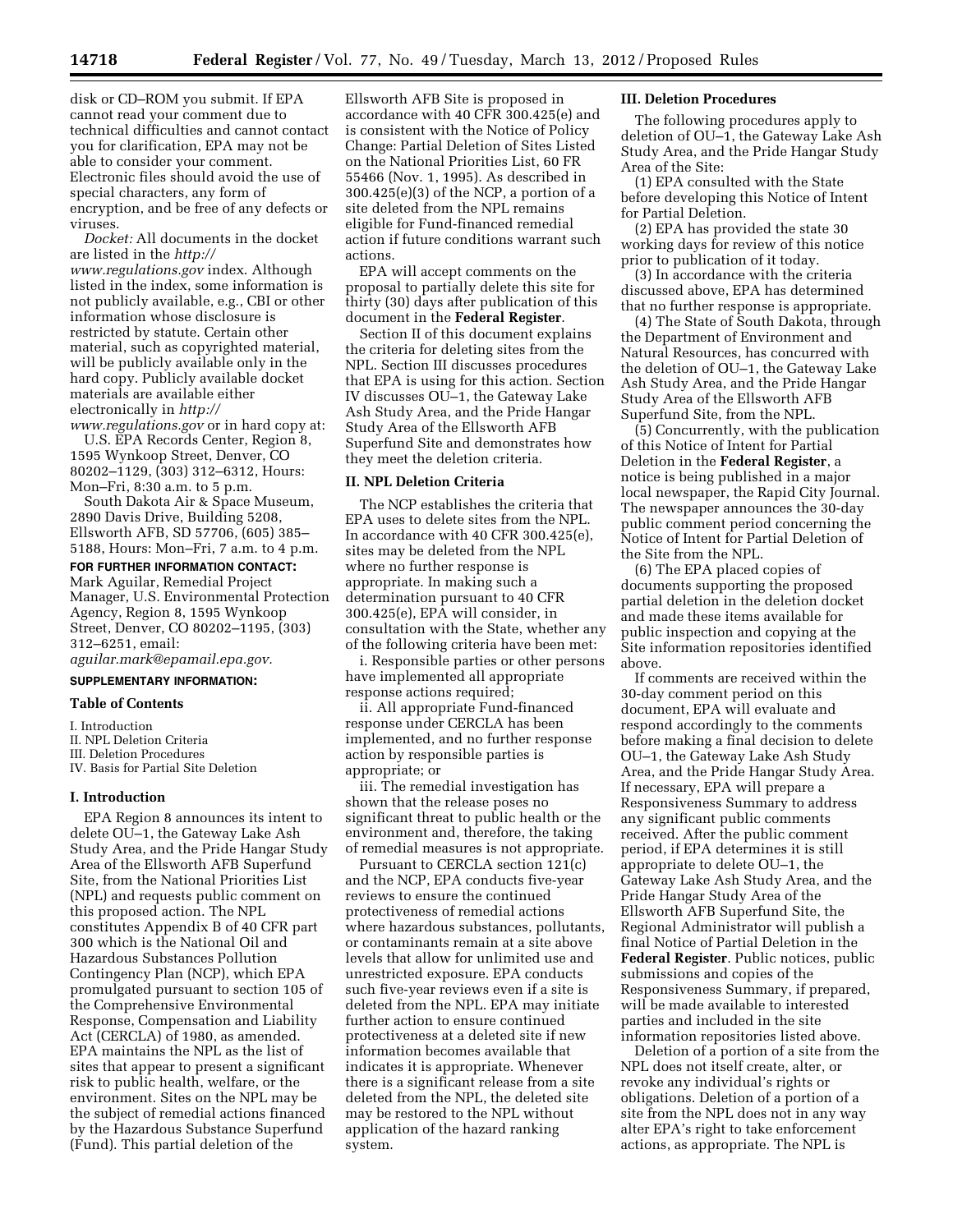disk or CD–ROM you submit. If EPA cannot read your comment due to technical difficulties and cannot contact you for clarification, EPA may not be able to consider your comment. Electronic files should avoid the use of special characters, any form of encryption, and be free of any defects or viruses.

*Docket:* All documents in the docket are listed in the *http://www.regulations.gov* index. Although listed in the index, some information is not publicly available, e.g., CBI or other information whose disclosure is restricted by statute. Certain other material, such as copyrighted material, will be publicly available only in the hard copy. Publicly available docket materials are available either electronically in *http://www.regulations.gov* or in hard copy at:

U.S. EPA Records Center, Region 8, 1595 Wynkoop Street, Denver, CO 80202–1129, (303) 312–6312, Hours: Mon–Fri, 8:30 a.m. to 5 p.m.

South Dakota Air & Space Museum, 2890 Davis Drive, Building 5208, Ellsworth AFB, SD 57706, (605) 385–5188, Hours: Mon–Fri, 7 a.m. to 4 p.m.

**FOR FURTHER INFORMATION CONTACT:** Mark Aguilar, Remedial Project Manager, U.S. Environmental Protection Agency, Region 8, 1595 Wynkoop Street, Denver, CO 80202–1195, (303) 312–6251, email: *aguilar.mark@epamail.epa.gov.*

**SUPPLEMENTARY INFORMATION:**

## Table of Contents

I. Introduction
II. NPL Deletion Criteria
III. Deletion Procedures
IV. Basis for Partial Site Deletion

## I. Introduction

EPA Region 8 announces its intent to delete OU–1, the Gateway Lake Ash Study Area, and the Pride Hangar Study Area of the Ellsworth AFB Superfund Site, from the National Priorities List (NPL) and requests public comment on this proposed action. The NPL constitutes Appendix B of 40 CFR part 300 which is the National Oil and Hazardous Substances Pollution Contingency Plan (NCP), which EPA promulgated pursuant to section 105 of the Comprehensive Environmental Response, Compensation and Liability Act (CERCLA) of 1980, as amended. EPA maintains the NPL as the list of sites that appear to present a significant risk to public health, welfare, or the environment. Sites on the NPL may be the subject of remedial actions financed by the Hazardous Substance Superfund (Fund). This partial deletion of the Ellsworth AFB Site is proposed in accordance with 40 CFR 300.425(e) and is consistent with the Notice of Policy Change: Partial Deletion of Sites Listed on the National Priorities List, 60 FR 55466 (Nov. 1, 1995). As described in 300.425(e)(3) of the NCP, a portion of a site deleted from the NPL remains eligible for Fund-financed remedial action if future conditions warrant such actions.

EPA will accept comments on the proposal to partially delete this site for thirty (30) days after publication of this document in the **Federal Register**.

Section II of this document explains the criteria for deleting sites from the NPL. Section III discusses procedures that EPA is using for this action. Section IV discusses OU–1, the Gateway Lake Ash Study Area, and the Pride Hangar Study Area of the Ellsworth AFB Superfund Site and demonstrates how they meet the deletion criteria.

## II. NPL Deletion Criteria

The NCP establishes the criteria that EPA uses to delete sites from the NPL. In accordance with 40 CFR 300.425(e), sites may be deleted from the NPL where no further response is appropriate. In making such a determination pursuant to 40 CFR 300.425(e), EPA will consider, in consultation with the State, whether any of the following criteria have been met:

i. Responsible parties or other persons have implemented all appropriate response actions required;

ii. All appropriate Fund-financed response under CERCLA has been implemented, and no further response action by responsible parties is appropriate; or

iii. The remedial investigation has shown that the release poses no significant threat to public health or the environment and, therefore, the taking of remedial measures is not appropriate.

Pursuant to CERCLA section 121(c) and the NCP, EPA conducts five-year reviews to ensure the continued protectiveness of remedial actions where hazardous substances, pollutants, or contaminants remain at a site above levels that allow for unlimited use and unrestricted exposure. EPA conducts such five-year reviews even if a site is deleted from the NPL. EPA may initiate further action to ensure continued protectiveness at a deleted site if new information becomes available that indicates it is appropriate. Whenever there is a significant release from a site deleted from the NPL, the deleted site may be restored to the NPL without application of the hazard ranking system.

## III. Deletion Procedures

The following procedures apply to deletion of OU–1, the Gateway Lake Ash Study Area, and the Pride Hangar Study Area of the Site:

(1) EPA consulted with the State before developing this Notice of Intent for Partial Deletion.

(2) EPA has provided the state 30 working days for review of this notice prior to publication of it today.

(3) In accordance with the criteria discussed above, EPA has determined that no further response is appropriate.

(4) The State of South Dakota, through the Department of Environment and Natural Resources, has concurred with the deletion of OU–1, the Gateway Lake Ash Study Area, and the Pride Hangar Study Area of the Ellsworth AFB Superfund Site, from the NPL.

(5) Concurrently, with the publication of this Notice of Intent for Partial Deletion in the **Federal Register**, a notice is being published in a major local newspaper, the Rapid City Journal. The newspaper announces the 30-day public comment period concerning the Notice of Intent for Partial Deletion of the Site from the NPL.

(6) The EPA placed copies of documents supporting the proposed partial deletion in the deletion docket and made these items available for public inspection and copying at the Site information repositories identified above.

If comments are received within the 30-day comment period on this document, EPA will evaluate and respond accordingly to the comments before making a final decision to delete OU–1, the Gateway Lake Ash Study Area, and the Pride Hangar Study Area. If necessary, EPA will prepare a Responsiveness Summary to address any significant public comments received. After the public comment period, if EPA determines it is still appropriate to delete OU–1, the Gateway Lake Ash Study Area, and the Pride Hangar Study Area of the Ellsworth AFB Superfund Site, the Regional Administrator will publish a final Notice of Partial Deletion in the **Federal Register**. Public notices, public submissions and copies of the Responsiveness Summary, if prepared, will be made available to interested parties and included in the site information repositories listed above.

Deletion of a portion of a site from the NPL does not itself create, alter, or revoke any individual's rights or obligations. Deletion of a portion of a site from the NPL does not in any way alter EPA's right to take enforcement actions, as appropriate. The NPL is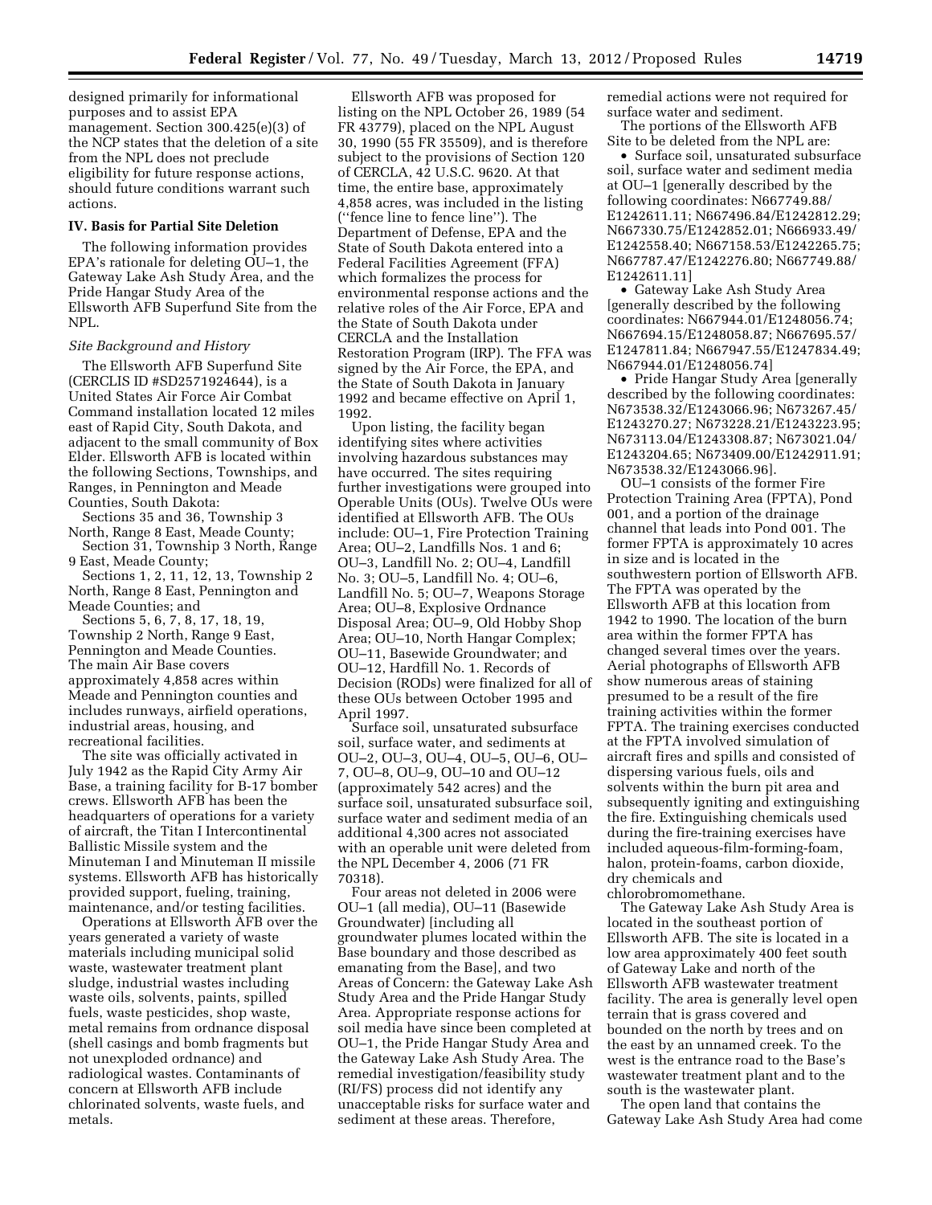designed primarily for informational purposes and to assist EPA management. Section 300.425(e)(3) of the NCP states that the deletion of a site from the NPL does not preclude eligibility for future response actions, should future conditions warrant such actions.

### IV. Basis for Partial Site Deletion

The following information provides EPA's rationale for deleting OU–1, the Gateway Lake Ash Study Area, and the Pride Hangar Study Area of the Ellsworth AFB Superfund Site from the NPL.

*Site Background and History*

The Ellsworth AFB Superfund Site (CERCLIS ID #SD2571924644), is a United States Air Force Air Combat Command installation located 12 miles east of Rapid City, South Dakota, and adjacent to the small community of Box Elder. Ellsworth AFB is located within the following Sections, Townships, and Ranges, in Pennington and Meade Counties, South Dakota:

Sections 35 and 36, Township 3 North, Range 8 East, Meade County;

Section 31, Township 3 North, Range 9 East, Meade County;

Sections 1, 2, 11, 12, 13, Township 2 North, Range 8 East, Pennington and Meade Counties; and

Sections 5, 6, 7, 8, 17, 18, 19, Township 2 North, Range 9 East, Pennington and Meade Counties.

The main Air Base covers approximately 4,858 acres within Meade and Pennington counties and includes runways, airfield operations, industrial areas, housing, and recreational facilities.

The site was officially activated in July 1942 as the Rapid City Army Air Base, a training facility for B-17 bomber crews. Ellsworth AFB has been the headquarters of operations for a variety of aircraft, the Titan I Intercontinental Ballistic Missile system and the Minuteman I and Minuteman II missile systems. Ellsworth AFB has historically provided support, fueling, training, maintenance, and/or testing facilities.

Operations at Ellsworth AFB over the years generated a variety of waste materials including municipal solid waste, wastewater treatment plant sludge, industrial wastes including waste oils, solvents, paints, spilled fuels, waste pesticides, shop waste, metal remains from ordnance disposal (shell casings and bomb fragments but not unexploded ordnance) and radiological wastes. Contaminants of concern at Ellsworth AFB include chlorinated solvents, waste fuels, and metals.

Ellsworth AFB was proposed for listing on the NPL October 26, 1989 (54 FR 43779), placed on the NPL August 30, 1990 (55 FR 35509), and is therefore subject to the provisions of Section 120 of CERCLA, 42 U.S.C. 9620. At that time, the entire base, approximately 4,858 acres, was included in the listing (''fence line to fence line''). The Department of Defense, EPA and the State of South Dakota entered into a Federal Facilities Agreement (FFA) which formalizes the process for environmental response actions and the relative roles of the Air Force, EPA and the State of South Dakota under CERCLA and the Installation Restoration Program (IRP). The FFA was signed by the Air Force, the EPA, and the State of South Dakota in January 1992 and became effective on April 1, 1992.

Upon listing, the facility began identifying sites where activities involving hazardous substances may have occurred. The sites requiring further investigations were grouped into Operable Units (OUs). Twelve OUs were identified at Ellsworth AFB. The OUs include: OU–1, Fire Protection Training Area; OU–2, Landfills Nos. 1 and 6; OU–3, Landfill No. 2; OU–4, Landfill No. 3; OU–5, Landfill No. 4; OU–6, Landfill No. 5; OU–7, Weapons Storage Area; OU–8, Explosive Ordnance Disposal Area; OU–9, Old Hobby Shop Area; OU–10, North Hangar Complex; OU–11, Basewide Groundwater; and OU–12, Hardfill No. 1. Records of Decision (RODs) were finalized for all of these OUs between October 1995 and April 1997.

Surface soil, unsaturated subsurface soil, surface water, and sediments at OU–2, OU–3, OU–4, OU–5, OU–6, OU–7, OU–8, OU–9, OU–10 and OU–12 (approximately 542 acres) and the surface soil, unsaturated subsurface soil, surface water and sediment media of an additional 4,300 acres not associated with an operable unit were deleted from the NPL December 4, 2006 (71 FR 70318).

Four areas not deleted in 2006 were OU–1 (all media), OU–11 (Basewide Groundwater) [including all groundwater plumes located within the Base boundary and those described as emanating from the Base], and two Areas of Concern: the Gateway Lake Ash Study Area and the Pride Hangar Study Area. Appropriate response actions for soil media have since been completed at OU–1, the Pride Hangar Study Area and the Gateway Lake Ash Study Area. The remedial investigation/feasibility study (RI/FS) process did not identify any unacceptable risks for surface water and sediment at these areas. Therefore, remedial actions were not required for surface water and sediment.

The portions of the Ellsworth AFB Site to be deleted from the NPL are:

- Surface soil, unsaturated subsurface soil, surface water and sediment media at OU–1 [generally described by the following coordinates: N667749.88/E1242611.11; N667496.84/E1242812.29; N667330.75/E1242852.01; N666933.49/E1242558.40; N667158.53/E1242265.75; N667787.47/E1242276.80; N667749.88/E1242611.11]
- Gateway Lake Ash Study Area [generally described by the following coordinates: N667944.01/E1248056.74; N667694.15/E1248058.87; N667695.57/E1247811.84; N667947.55/E1247834.49; N667944.01/E1248056.74]
- Pride Hangar Study Area [generally described by the following coordinates: N673538.32/E1243066.96; N673267.45/E1243270.27; N673228.21/E1243223.95; N673113.04/E1243308.87; N673021.04/E1243204.65; N673409.00/E1242911.91; N673538.32/E1243066.96].

OU–1 consists of the former Fire Protection Training Area (FPTA), Pond 001, and a portion of the drainage channel that leads into Pond 001. The former FPTA is approximately 10 acres in size and is located in the southwestern portion of Ellsworth AFB. The FPTA was operated by the Ellsworth AFB at this location from 1942 to 1990. The location of the burn area within the former FPTA has changed several times over the years. Aerial photographs of Ellsworth AFB show numerous areas of staining presumed to be a result of the fire training activities within the former FPTA. The training exercises conducted at the FPTA involved simulation of aircraft fires and spills and consisted of dispersing various fuels, oils and solvents within the burn pit area and subsequently igniting and extinguishing the fire. Extinguishing chemicals used during the fire-training exercises have included aqueous-film-forming-foam, halon, protein-foams, carbon dioxide, dry chemicals and chlorobromomethane.

The Gateway Lake Ash Study Area is located in the southeast portion of Ellsworth AFB. The site is located in a low area approximately 400 feet south of Gateway Lake and north of the Ellsworth AFB wastewater treatment facility. The area is generally level open terrain that is grass covered and bounded on the north by trees and on the east by an unnamed creek. To the west is the entrance road to the Base's wastewater treatment plant and to the south is the wastewater plant.

The open land that contains the Gateway Lake Ash Study Area had come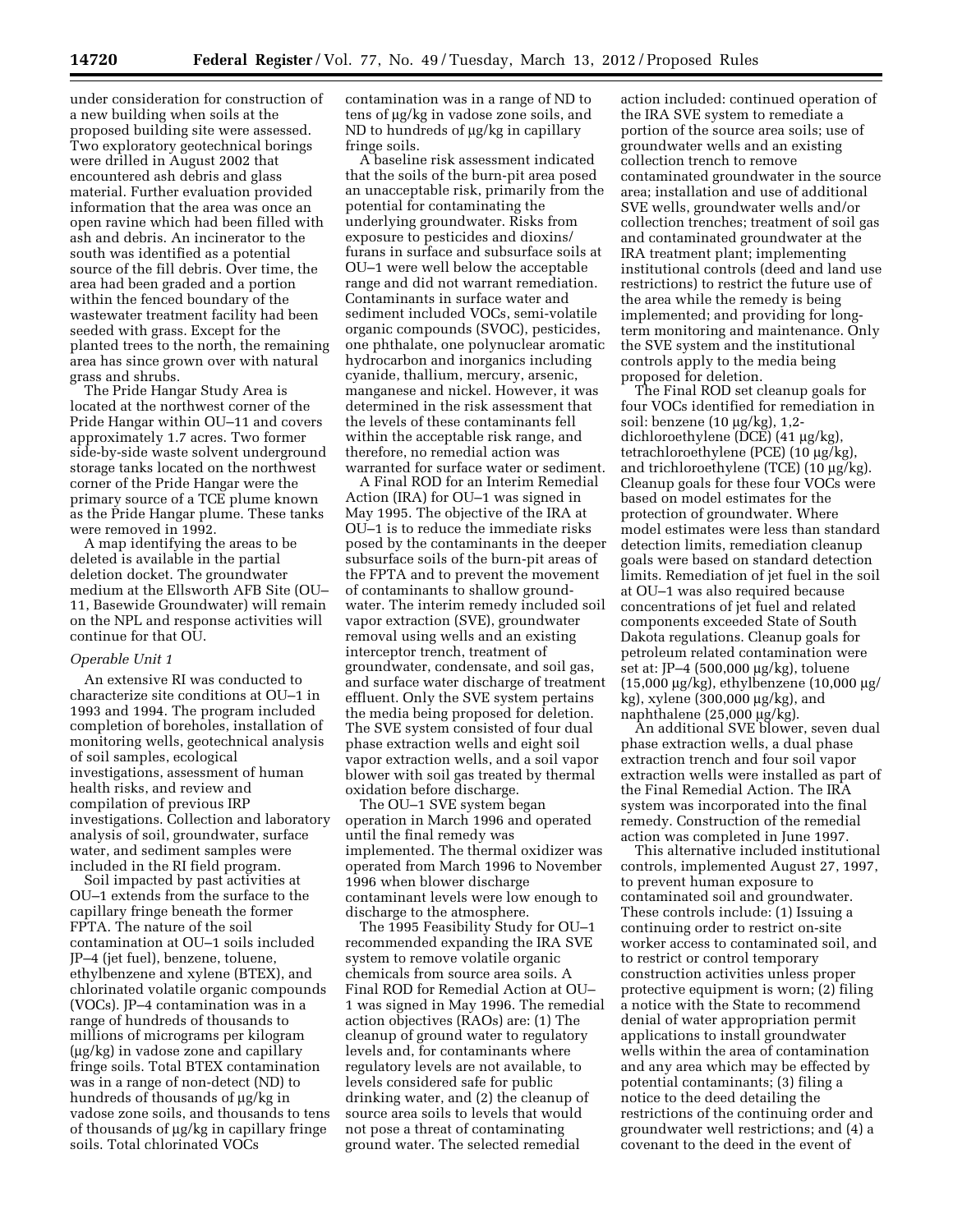under consideration for construction of a new building when soils at the proposed building site were assessed. Two exploratory geotechnical borings were drilled in August 2002 that encountered ash debris and glass material. Further evaluation provided information that the area was once an open ravine which had been filled with ash and debris. An incinerator to the south was identified as a potential source of the fill debris. Over time, the area had been graded and a portion within the fenced boundary of the wastewater treatment facility had been seeded with grass. Except for the planted trees to the north, the remaining area has since grown over with natural grass and shrubs.

The Pride Hangar Study Area is located at the northwest corner of the Pride Hangar within OU–11 and covers approximately 1.7 acres. Two former side-by-side waste solvent underground storage tanks located on the northwest corner of the Pride Hangar were the primary source of a TCE plume known as the Pride Hangar plume. These tanks were removed in 1992.

A map identifying the areas to be deleted is available in the partial deletion docket. The groundwater medium at the Ellsworth AFB Site (OU–11, Basewide Groundwater) will remain on the NPL and response activities will continue for that OU.

*Operable Unit 1*

An extensive RI was conducted to characterize site conditions at OU–1 in 1993 and 1994. The program included completion of boreholes, installation of monitoring wells, geotechnical analysis of soil samples, ecological investigations, assessment of human health risks, and review and compilation of previous IRP investigations. Collection and laboratory analysis of soil, groundwater, surface water, and sediment samples were included in the RI field program.

Soil impacted by past activities at OU–1 extends from the surface to the capillary fringe beneath the former FPTA. The nature of the soil contamination at OU–1 soils included JP–4 (jet fuel), benzene, toluene, ethylbenzene and xylene (BTEX), and chlorinated volatile organic compounds (VOCs). JP–4 contamination was in a range of hundreds of thousands to millions of micrograms per kilogram (μg/kg) in vadose zone and capillary fringe soils. Total BTEX contamination was in a range of non-detect (ND) to hundreds of thousands of μg/kg in vadose zone soils, and thousands to tens of thousands of μg/kg in capillary fringe soils. Total chlorinated VOCs contamination was in a range of ND to tens of μg/kg in vadose zone soils, and ND to hundreds of μg/kg in capillary fringe soils.

A baseline risk assessment indicated that the soils of the burn-pit area posed an unacceptable risk, primarily from the potential for contaminating the underlying groundwater. Risks from exposure to pesticides and dioxins/furans in surface and subsurface soils at OU–1 were well below the acceptable range and did not warrant remediation. Contaminants in surface water and sediment included VOCs, semi-volatile organic compounds (SVOC), pesticides, one phthalate, one polynuclear aromatic hydrocarbon and inorganics including cyanide, thallium, mercury, arsenic, manganese and nickel. However, it was determined in the risk assessment that the levels of these contaminants fell within the acceptable risk range, and therefore, no remedial action was warranted for surface water or sediment.

A Final ROD for an Interim Remedial Action (IRA) for OU–1 was signed in May 1995. The objective of the IRA at OU–1 is to reduce the immediate risks posed by the contaminants in the deeper subsurface soils of the burn-pit areas of the FPTA and to prevent the movement of contaminants to shallow groundwater. The interim remedy included soil vapor extraction (SVE), groundwater removal using wells and an existing interceptor trench, treatment of groundwater, condensate, and soil gas, and surface water discharge of treatment effluent. Only the SVE system pertains the media being proposed for deletion. The SVE system consisted of four dual phase extraction wells and eight soil vapor extraction wells, and a soil vapor blower with soil gas treated by thermal oxidation before discharge.

The OU–1 SVE system began operation in March 1996 and operated until the final remedy was implemented. The thermal oxidizer was operated from March 1996 to November 1996 when blower discharge contaminant levels were low enough to discharge to the atmosphere.

The 1995 Feasibility Study for OU–1 recommended expanding the IRA SVE system to remove volatile organic chemicals from source area soils. A Final ROD for Remedial Action at OU–1 was signed in May 1996. The remedial action objectives (RAOs) are: (1) The cleanup of ground water to regulatory levels and, for contaminants where regulatory levels are not available, to levels considered safe for public drinking water, and (2) the cleanup of source area soils to levels that would not pose a threat of contaminating ground water. The selected remedial action included: continued operation of the IRA SVE system to remediate a portion of the source area soils; use of groundwater wells and an existing collection trench to remove contaminated groundwater in the source area; installation and use of additional SVE wells, groundwater wells and/or collection trenches; treatment of soil gas and contaminated groundwater at the IRA treatment plant; implementing institutional controls (deed and land use restrictions) to restrict the future use of the area while the remedy is being implemented; and providing for long-term monitoring and maintenance. Only the SVE system and the institutional controls apply to the media being proposed for deletion.

The Final ROD set cleanup goals for four VOCs identified for remediation in soil: benzene (10 μg/kg), 1,2-dichloroethylene (DCE) (41 μg/kg), tetrachloroethylene (PCE) (10 μg/kg), and trichloroethylene (TCE) (10 μg/kg). Cleanup goals for these four VOCs were based on model estimates for the protection of groundwater. Where model estimates were less than standard detection limits, remediation cleanup goals were based on standard detection limits. Remediation of jet fuel in the soil at OU–1 was also required because concentrations of jet fuel and related components exceeded State of South Dakota regulations. Cleanup goals for petroleum related contamination were set at: JP–4 (500,000 μg/kg), toluene (15,000 μg/kg), ethylbenzene (10,000 μg/kg), xylene (300,000 μg/kg), and naphthalene (25,000 μg/kg).

An additional SVE blower, seven dual phase extraction wells, a dual phase extraction trench and four soil vapor extraction wells were installed as part of the Final Remedial Action. The IRA system was incorporated into the final remedy. Construction of the remedial action was completed in June 1997.

This alternative included institutional controls, implemented August 27, 1997, to prevent human exposure to contaminated soil and groundwater. These controls include: (1) Issuing a continuing order to restrict on-site worker access to contaminated soil, and to restrict or control temporary construction activities unless proper protective equipment is worn; (2) filing a notice with the State to recommend denial of water appropriation permit applications to install groundwater wells within the area of contamination and any area which may be effected by potential contaminants; (3) filing a notice to the deed detailing the restrictions of the continuing order and groundwater well restrictions; and (4) a covenant to the deed in the event of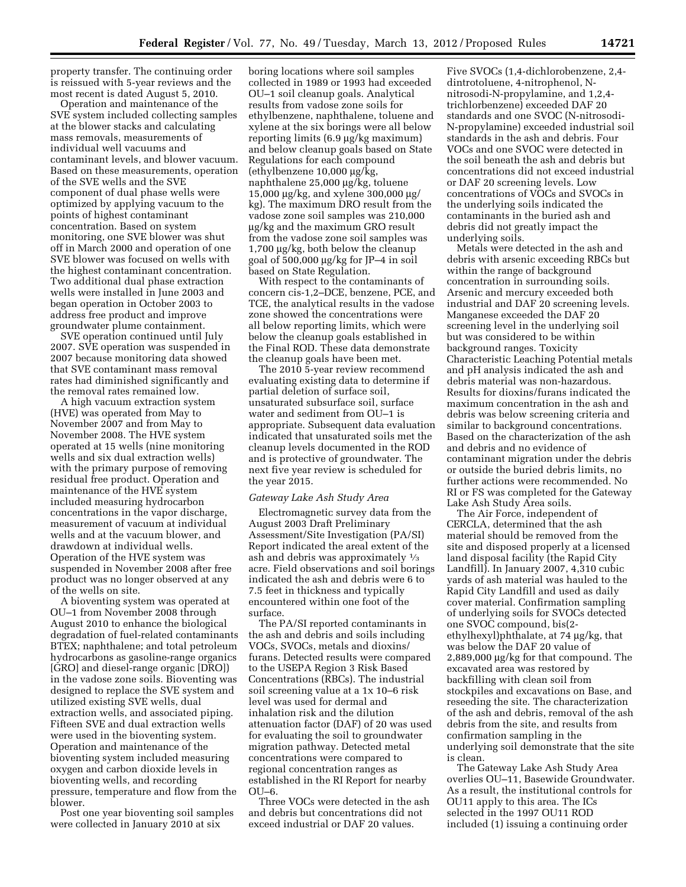property transfer. The continuing order is reissued with 5-year reviews and the most recent is dated August 5, 2010.

Operation and maintenance of the SVE system included collecting samples at the blower stacks and calculating mass removals, measurements of individual well vacuums and contaminant levels, and blower vacuum. Based on these measurements, operation of the SVE wells and the SVE component of dual phase wells were optimized by applying vacuum to the points of highest contaminant concentration. Based on system monitoring, one SVE blower was shut off in March 2000 and operation of one SVE blower was focused on wells with the highest contaminant concentration. Two additional dual phase extraction wells were installed in June 2003 and began operation in October 2003 to address free product and improve groundwater plume containment.

SVE operation continued until July 2007. SVE operation was suspended in 2007 because monitoring data showed that SVE contaminant mass removal rates had diminished significantly and the removal rates remained low.

A high vacuum extraction system (HVE) was operated from May to November 2007 and from May to November 2008. The HVE system operated at 15 wells (nine monitoring wells and six dual extraction wells) with the primary purpose of removing residual free product. Operation and maintenance of the HVE system included measuring hydrocarbon concentrations in the vapor discharge, measurement of vacuum at individual wells and at the vacuum blower, and drawdown at individual wells. Operation of the HVE system was suspended in November 2008 after free product was no longer observed at any of the wells on site.

A bioventing system was operated at OU–1 from November 2008 through August 2010 to enhance the biological degradation of fuel-related contaminants BTEX; naphthalene; and total petroleum hydrocarbons as gasoline-range organics [GRO] and diesel-range organic [DRO]) in the vadose zone soils. Bioventing was designed to replace the SVE system and utilized existing SVE wells, dual extraction wells, and associated piping. Fifteen SVE and dual extraction wells were used in the bioventing system. Operation and maintenance of the bioventing system included measuring oxygen and carbon dioxide levels in bioventing wells, and recording pressure, temperature and flow from the blower.

Post one year bioventing soil samples were collected in January 2010 at six boring locations where soil samples collected in 1989 or 1993 had exceeded OU–1 soil cleanup goals. Analytical results from vadose zone soils for ethylbenzene, naphthalene, toluene and xylene at the six borings were all below reporting limits (6.9 µg/kg maximum) and below cleanup goals based on State Regulations for each compound (ethylbenzene 10,000 µg/kg, naphthalene 25,000 µg/kg, toluene 15,000 µg/kg, and xylene 300,000 µg/kg). The maximum DRO result from the vadose zone soil samples was 210,000 µg/kg and the maximum GRO result from the vadose zone soil samples was 1,700 µg/kg, both below the cleanup goal of 500,000 µg/kg for JP–4 in soil based on State Regulation.

With respect to the contaminants of concern cis-1,2–DCE, benzene, PCE, and TCE, the analytical results in the vadose zone showed the concentrations were all below reporting limits, which were below the cleanup goals established in the Final ROD. These data demonstrate the cleanup goals have been met.

The 2010 5-year review recommend evaluating existing data to determine if partial deletion of surface soil, unsaturated subsurface soil, surface water and sediment from OU–1 is appropriate. Subsequent data evaluation indicated that unsaturated soils met the cleanup levels documented in the ROD and is protective of groundwater. The next five year review is scheduled for the year 2015.

*Gateway Lake Ash Study Area*

Electromagnetic survey data from the August 2003 Draft Preliminary Assessment/Site Investigation (PA/SI) Report indicated the areal extent of the ash and debris was approximately ⅓ acre. Field observations and soil borings indicated the ash and debris were 6 to 7.5 feet in thickness and typically encountered within one foot of the surface.

The PA/SI reported contaminants in the ash and debris and soils including VOCs, SVOCs, metals and dioxins/furans. Detected results were compared to the USEPA Region 3 Risk Based Concentrations (RBCs). The industrial soil screening value at a 1x 10–6 risk level was used for dermal and inhalation risk and the dilution attenuation factor (DAF) of 20 was used for evaluating the soil to groundwater migration pathway. Detected metal concentrations were compared to regional concentration ranges as established in the RI Report for nearby OU–6.

Three VOCs were detected in the ash and debris but concentrations did not exceed industrial or DAF 20 values. Five SVOCs (1,4-dichlorobenzene, 2,4-dintrotoluene, 4-nitrophenol, N-nitrosodi-N-propylamine, and 1,2,4-trichlorbenzene) exceeded DAF 20 standards and one SVOC (N-nitrosodi-N-propylamine) exceeded industrial soil standards in the ash and debris. Four VOCs and one SVOC were detected in the soil beneath the ash and debris but concentrations did not exceed industrial or DAF 20 screening levels. Low concentrations of VOCs and SVOCs in the underlying soils indicated the contaminants in the buried ash and debris did not greatly impact the underlying soils.

Metals were detected in the ash and debris with arsenic exceeding RBCs but within the range of background concentration in surrounding soils. Arsenic and mercury exceeded both industrial and DAF 20 screening levels. Manganese exceeded the DAF 20 screening level in the underlying soil but was considered to be within background ranges. Toxicity Characteristic Leaching Potential metals and pH analysis indicated the ash and debris material was non-hazardous. Results for dioxins/furans indicated the maximum concentration in the ash and debris was below screening criteria and similar to background concentrations. Based on the characterization of the ash and debris and no evidence of contaminant migration under the debris or outside the buried debris limits, no further actions were recommended. No RI or FS was completed for the Gateway Lake Ash Study Area soils.

The Air Force, independent of CERCLA, determined that the ash material should be removed from the site and disposed properly at a licensed land disposal facility (the Rapid City Landfill). In January 2007, 4,310 cubic yards of ash material was hauled to the Rapid City Landfill and used as daily cover material. Confirmation sampling of underlying soils for SVOCs detected one SVOC compound, bis(2-ethylhexyl)phthalate, at 74 µg/kg, that was below the DAF 20 value of 2,889,000 µg/kg for that compound. The excavated area was restored by backfilling with clean soil from stockpiles and excavations on Base, and reseeding the site. The characterization of the ash and debris, removal of the ash debris from the site, and results from confirmation sampling in the underlying soil demonstrate that the site is clean.

The Gateway Lake Ash Study Area overlies OU–11, Basewide Groundwater. As a result, the institutional controls for OU11 apply to this area. The ICs selected in the 1997 OU11 ROD included (1) issuing a continuing order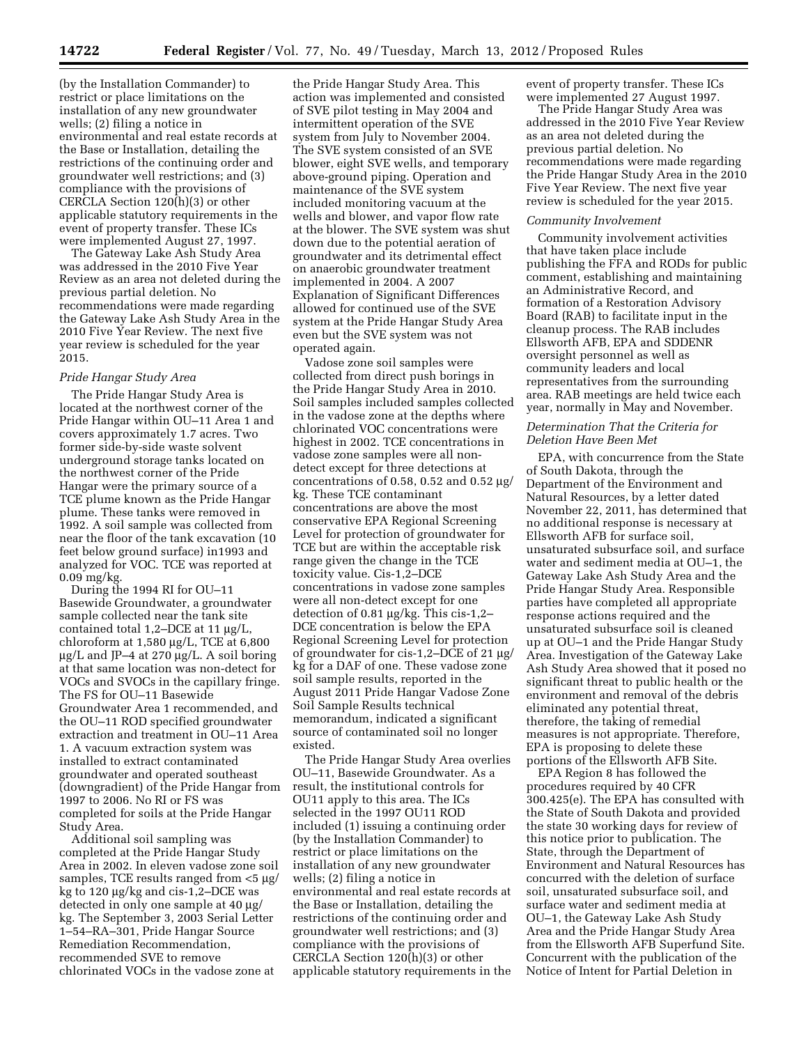(by the Installation Commander) to restrict or place limitations on the installation of any new groundwater wells; (2) filing a notice in environmental and real estate records at the Base or Installation, detailing the restrictions of the continuing order and groundwater well restrictions; and (3) compliance with the provisions of CERCLA Section 120(h)(3) or other applicable statutory requirements in the event of property transfer. These ICs were implemented August 27, 1997.

The Gateway Lake Ash Study Area was addressed in the 2010 Five Year Review as an area not deleted during the previous partial deletion. No recommendations were made regarding the Gateway Lake Ash Study Area in the 2010 Five Year Review. The next five year review is scheduled for the year 2015.

*Pride Hangar Study Area*

The Pride Hangar Study Area is located at the northwest corner of the Pride Hangar within OU–11 Area 1 and covers approximately 1.7 acres. Two former side-by-side waste solvent underground storage tanks located on the northwest corner of the Pride Hangar were the primary source of a TCE plume known as the Pride Hangar plume. These tanks were removed in 1992. A soil sample was collected from near the floor of the tank excavation (10 feet below ground surface) in1993 and analyzed for VOC. TCE was reported at 0.09 mg/kg.

During the 1994 RI for OU–11 Basewide Groundwater, a groundwater sample collected near the tank site contained total 1,2–DCE at 11 µg/L, chloroform at 1,580 µg/L, TCE at 6,800 µg/L and JP–4 at 270 µg/L. A soil boring at that same location was non-detect for VOCs and SVOCs in the capillary fringe. The FS for OU–11 Basewide Groundwater Area 1 recommended, and the OU–11 ROD specified groundwater extraction and treatment in OU–11 Area 1. A vacuum extraction system was installed to extract contaminated groundwater and operated southeast (downgradient) of the Pride Hangar from 1997 to 2006. No RI or FS was completed for soils at the Pride Hangar Study Area.

Additional soil sampling was completed at the Pride Hangar Study Area in 2002. In eleven vadose zone soil samples, TCE results ranged from <5 µg/kg to 120 µg/kg and cis-1,2–DCE was detected in only one sample at 40 µg/kg. The September 3, 2003 Serial Letter 1–54–RA–301, Pride Hangar Source Remediation Recommendation, recommended SVE to remove chlorinated VOCs in the vadose zone at the Pride Hangar Study Area. This action was implemented and consisted of SVE pilot testing in May 2004 and intermittent operation of the SVE system from July to November 2004. The SVE system consisted of an SVE blower, eight SVE wells, and temporary above-ground piping. Operation and maintenance of the SVE system included monitoring vacuum at the wells and blower, and vapor flow rate at the blower. The SVE system was shut down due to the potential aeration of groundwater and its detrimental effect on anaerobic groundwater treatment implemented in 2004. A 2007 Explanation of Significant Differences allowed for continued use of the SVE system at the Pride Hangar Study Area even but the SVE system was not operated again.

Vadose zone soil samples were collected from direct push borings in the Pride Hangar Study Area in 2010. Soil samples included samples collected in the vadose zone at the depths where chlorinated VOC concentrations were highest in 2002. TCE concentrations in vadose zone samples were all non-detect except for three detections at concentrations of 0.58, 0.52 and 0.52 µg/kg. These TCE contaminant concentrations are above the most conservative EPA Regional Screening Level for protection of groundwater for TCE but are within the acceptable risk range given the change in the TCE toxicity value. Cis-1,2–DCE concentrations in vadose zone samples were all non-detect except for one detection of 0.81 µg/kg. This cis-1,2–DCE concentration is below the EPA Regional Screening Level for protection of groundwater for cis-1,2–DCE of 21 µg/kg for a DAF of one. These vadose zone soil sample results, reported in the August 2011 Pride Hangar Vadose Zone Soil Sample Results technical memorandum, indicated a significant source of contaminated soil no longer existed.

The Pride Hangar Study Area overlies OU–11, Basewide Groundwater. As a result, the institutional controls for OU11 apply to this area. The ICs selected in the 1997 OU11 ROD included (1) issuing a continuing order (by the Installation Commander) to restrict or place limitations on the installation of any new groundwater wells; (2) filing a notice in environmental and real estate records at the Base or Installation, detailing the restrictions of the continuing order and groundwater well restrictions; and (3) compliance with the provisions of CERCLA Section 120(h)(3) or other applicable statutory requirements in the event of property transfer. These ICs were implemented 27 August 1997.

The Pride Hangar Study Area was addressed in the 2010 Five Year Review as an area not deleted during the previous partial deletion. No recommendations were made regarding the Pride Hangar Study Area in the 2010 Five Year Review. The next five year review is scheduled for the year 2015.

*Community Involvement*

Community involvement activities that have taken place include publishing the FFA and RODs for public comment, establishing and maintaining an Administrative Record, and formation of a Restoration Advisory Board (RAB) to facilitate input in the cleanup process. The RAB includes Ellsworth AFB, EPA and SDDENR oversight personnel as well as community leaders and local representatives from the surrounding area. RAB meetings are held twice each year, normally in May and November.

*Determination That the Criteria for Deletion Have Been Met*

EPA, with concurrence from the State of South Dakota, through the Department of the Environment and Natural Resources, by a letter dated November 22, 2011, has determined that no additional response is necessary at Ellsworth AFB for surface soil, unsaturated subsurface soil, and surface water and sediment media at OU–1, the Gateway Lake Ash Study Area and the Pride Hangar Study Area. Responsible parties have completed all appropriate response actions required and the unsaturated subsurface soil is cleaned up at OU–1 and the Pride Hangar Study Area. Investigation of the Gateway Lake Ash Study Area showed that it posed no significant threat to public health or the environment and removal of the debris eliminated any potential threat, therefore, the taking of remedial measures is not appropriate. Therefore, EPA is proposing to delete these portions of the Ellsworth AFB Site.

EPA Region 8 has followed the procedures required by 40 CFR 300.425(e). The EPA has consulted with the State of South Dakota and provided the state 30 working days for review of this notice prior to publication. The State, through the Department of Environment and Natural Resources has concurred with the deletion of surface soil, unsaturated subsurface soil, and surface water and sediment media at OU–1, the Gateway Lake Ash Study Area and the Pride Hangar Study Area from the Ellsworth AFB Superfund Site. Concurrent with the publication of the Notice of Intent for Partial Deletion in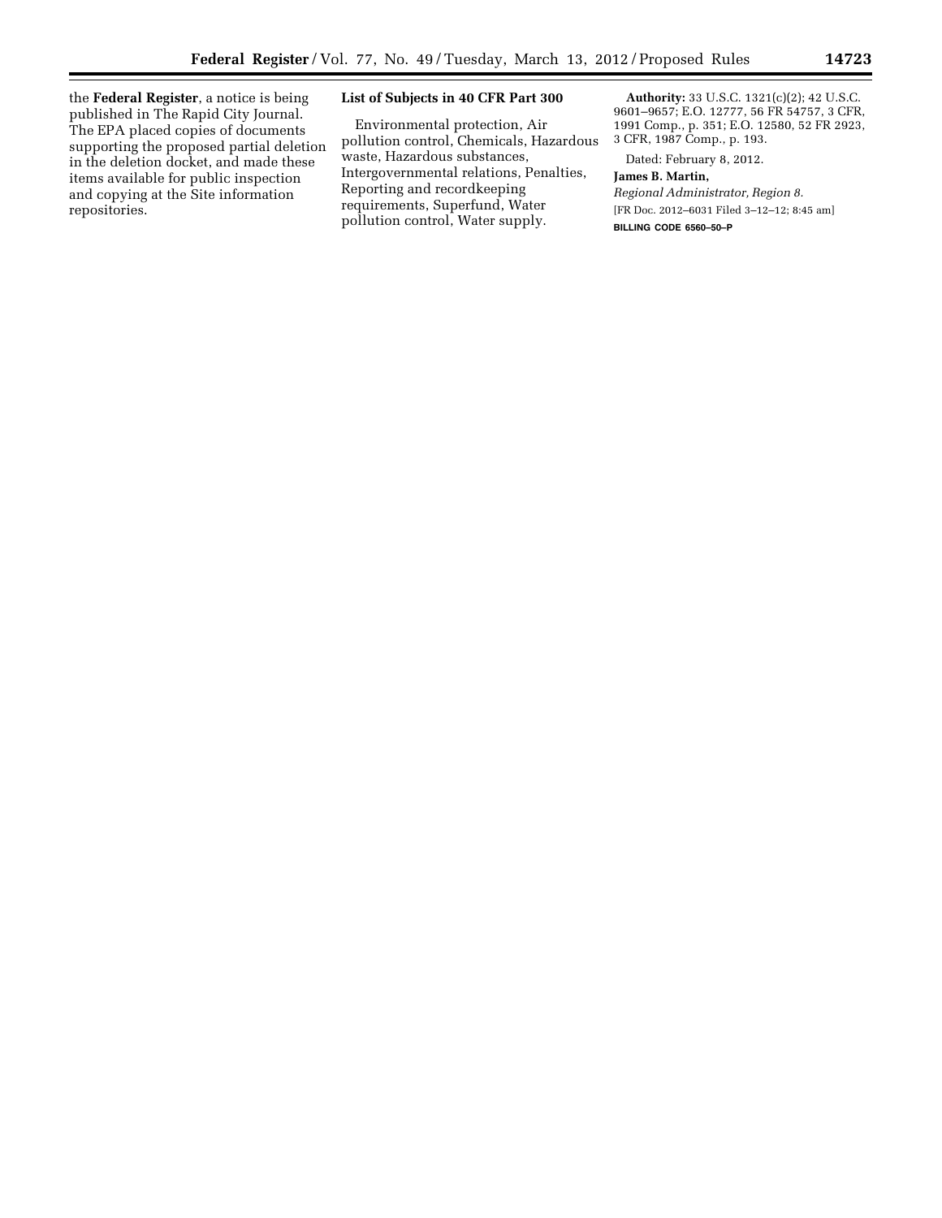the **Federal Register**, a notice is being published in The Rapid City Journal. The EPA placed copies of documents supporting the proposed partial deletion in the deletion docket, and made these items available for public inspection and copying at the Site information repositories.

### List of Subjects in 40 CFR Part 300

Environmental protection, Air pollution control, Chemicals, Hazardous waste, Hazardous substances, Intergovernmental relations, Penalties, Reporting and recordkeeping requirements, Superfund, Water pollution control, Water supply.

**Authority:** 33 U.S.C. 1321(c)(2); 42 U.S.C. 9601–9657; E.O. 12777, 56 FR 54757, 3 CFR, 1991 Comp., p. 351; E.O. 12580, 52 FR 2923, 3 CFR, 1987 Comp., p. 193.

Dated: February 8, 2012.

**James B. Martin,**

*Regional Administrator, Region 8.*

[FR Doc. 2012–6031 Filed 3–12–12; 8:45 am]

BILLING CODE 6560–50–P